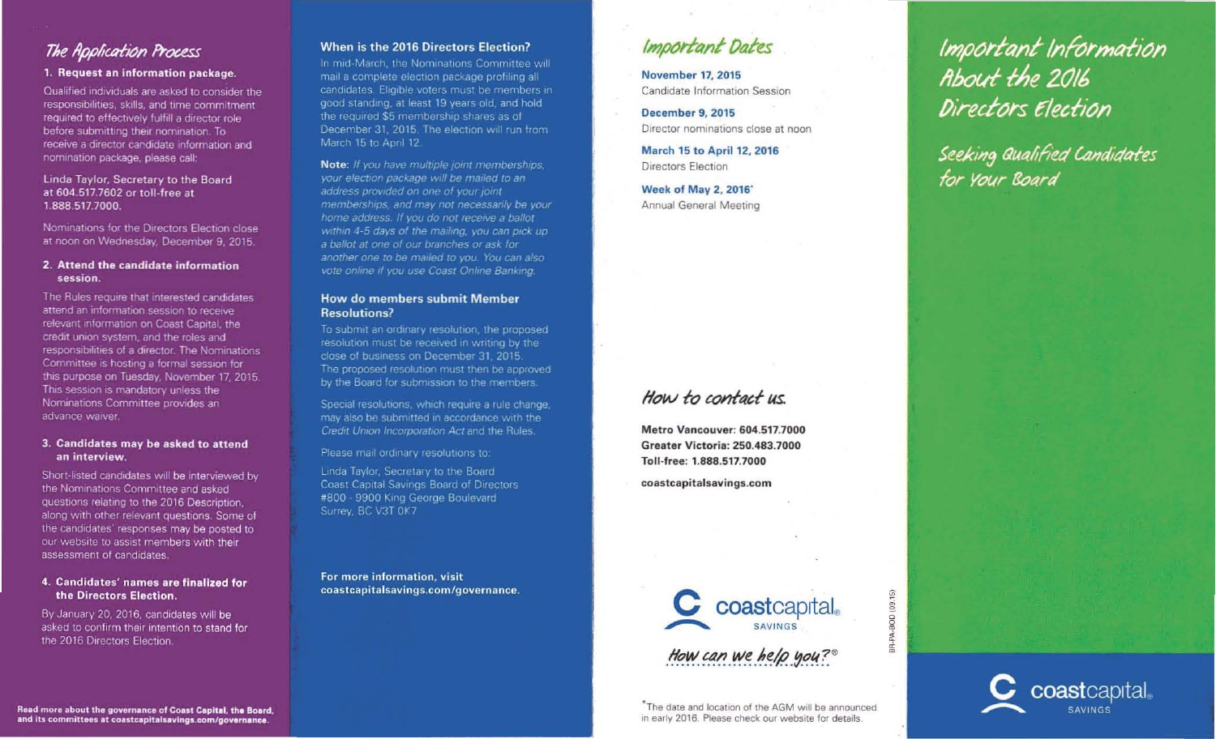## The Application Process

### 1. Request an information package.

Qualified individuals are asked to consider the responsibilities, skills, and time commitment required to effectively fulfill a director role before submitting their nomination. To receive a director candidate information and nomination package, please call:

Linda Taylor, Secretary to the Board at 604.517.7602 or toll-free at 1.888.517.7000.

Nominations for the Directors Election close at noon on Wednesday, December 9, 2015.

### 2. Attend the candidate information session.

The Rules require that interested candidates attend an information session to receive relevant information on Coast Capital, the credit union system, and the roles and responsibilities of a director. The Nominations Committee is hosting a formal session for this purpose on Tuesday, November 17, 2015. This session is mandatory unless the Nominations Committee provides an advance waiver.

### 3. Candidates may be asked to attend an interview.

Short-listed candidates will be interviewed by the Nominations Committee and asked questions relating to the 2016 Description, along with other relevant questions. Some of the candidates' responses may be posted to our website to assist members with their assessment of candidates.

### 4. Candidates' names are finalized for the Directors Election.

By January 20, 2016, candidates will be asked to confirm their intention to stand for the 2016 Directors Election.

**Read more about the governance of Coast Capital, the Board, and its committees at coastcapitalsavings.com/governance.**

### When is the 2016 Directors Election?

In mid-March, the Nominations Committee will mail a complete election package profiling all candidates. Eligible voters must be members in good standing, at least 19 years old, and hold the required $5 membership shares as of December 31, 2015. The election will run from March 15 to April 12.

**Note:** *If you have multiple joint memberships, your election package will be mailed to an address provided on one of your joint memberships, and may not necessarily be your home address. If you do not receive a ballot within 4-5 days of the mailing, you can pick up a ballot at one of our branches or ask for another one to be mailed to you. You can also vote online if you use Coast Online Banking.*

### How do members submit Member Resolutions?

To submit an ordinary resolution, the proposed resolution must be received in writing by the close of business on December 31, 2015. The proposed resolution must then be approved by the Board for submission to the members.

Special resolutions, which require a rule change, may also be submitted in accordance with the *Credit Union Incorporation Act* and the Rules.

Please mail ordinary resolutions to:

Linda Taylor, Secretary to the Board
Coast Capital Savings Board of Directors
#800 - 9900 King George Boulevard
Surrey, BC V3T 0K7

**For more information, visit coastcapitalsavings.com/governance.**

## Important Dates

**November 17, 2015**
Candidate Information Session

**December 9, 2015**
Director nominations close at noon

**March 15 to April 12, 2016**
Directors Election

**Week of May 2, 2016***
Annual General Meeting

## How to contact us.

**Metro Vancouver: 604.517.7000**
**Greater Victoria: 250.483.7000**
**Toll-free: 1.888.517.7000**

**coastcapitalsavings.com**

coastcapital SAVINGS

*How can we help you?*®

*The date and location of the AGM will be announced in early 2016. Please check our website for details.

BR-PA-BOD (09/15)

# Important Information About the 2016 Directors Election

## Seeking Qualified Candidates for Your Board

coastcapital SAVINGS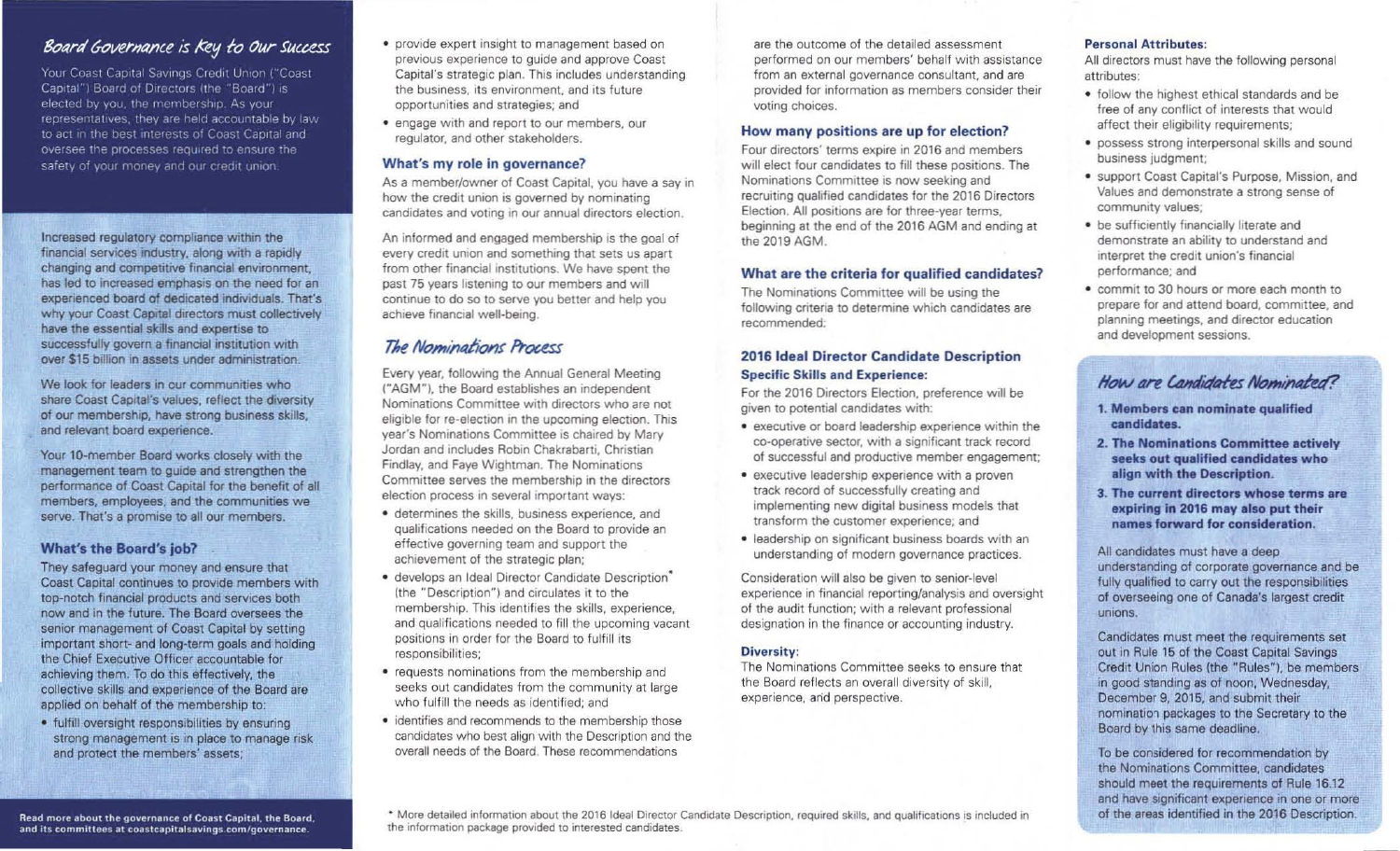## *Board Governance is Key to Our Success*

Your Coast Capital Savings Credit Union ("Coast Capital") Board of Directors (the "Board") is elected by you, the membership. As your representatives, they are held accountable by law to act in the best interests of Coast Capital and oversee the processes required to ensure the safety of your money and our credit union.

Increased regulatory compliance within the financial services industry, along with a rapidly changing and competitive financial environment, has led to increased emphasis on the need for an experienced board of dedicated individuals. That's why your Coast Capital directors must collectively have the essential skills and expertise to successfully govern a financial institution with over $15 billion in assets under administration.

We look for leaders in our communities who share Coast Capital's values, reflect the diversity of our membership, have strong business skills, and relevant board experience.

Your 10-member Board works closely with the management team to guide and strengthen the performance of Coast Capital for the benefit of all members, employees, and the communities we serve. That's a promise to all our members.

### What's the Board's job?

They safeguard your money and ensure that Coast Capital continues to provide members with top-notch financial products and services both now and in the future. The Board oversees the senior management of Coast Capital by setting important short- and long-term goals and holding the Chief Executive Officer accountable for achieving them. To do this effectively, the collective skills and experience of the Board are applied on behalf of the membership to:

- fulfill oversight responsibilities by ensuring strong management is in place to manage risk and protect the members' assets;
- provide expert insight to management based on previous experience to guide and approve Coast Capital's strategic plan. This includes understanding the business, its environment, and its future opportunities and strategies; and
- engage with and report to our members, our regulator, and other stakeholders.

**Read more about the governance of Coast Capital, the Board, and its committees at coastcapitalsavings.com/governance.**

### What's my role in governance?

As a member/owner of Coast Capital, you have a say in how the credit union is governed by nominating candidates and voting in our annual directors election.

An informed and engaged membership is the goal of every credit union and something that sets us apart from other financial institutions. We have spent the past 75 years listening to our members and will continue to do so to serve you better and help you achieve financial well-being.

## *The Nominations Process*

Every year, following the Annual General Meeting ("AGM"), the Board establishes an independent Nominations Committee with directors who are not eligible for re-election in the upcoming election. This year's Nominations Committee is chaired by Mary Jordan and includes Robin Chakrabarti, Christian Findlay, and Faye Wightman. The Nominations Committee serves the membership in the directors election process in several important ways:

- determines the skills, business experience, and qualifications needed on the Board to provide an effective governing team and support the achievement of the strategic plan;
- develops an Ideal Director Candidate Description* (the "Description") and circulates it to the membership. This identifies the skills, experience, and qualifications needed to fill the upcoming vacant positions in order for the Board to fulfill its responsibilities;
- requests nominations from the membership and seeks out candidates from the community at large who fulfill the needs as identified; and
- identifies and recommends to the membership those candidates who best align with the Description and the overall needs of the Board. These recommendations are the outcome of the detailed assessment performed on our members' behalf with assistance from an external governance consultant, and are provided for information as members consider their voting choices.

### How many positions are up for election?

Four directors' terms expire in 2016 and members will elect four candidates to fill these positions. The Nominations Committee is now seeking and recruiting qualified candidates for the 2016 Directors Election. All positions are for three-year terms, beginning at the end of the 2016 AGM and ending at the 2019 AGM.

### What are the criteria for qualified candidates?

The Nominations Committee will be using the following criteria to determine which candidates are recommended:

### 2016 Ideal Director Candidate Description

**Specific Skills and Experience:**

For the 2016 Directors Election, preference will be given to potential candidates with:

- executive or board leadership experience within the co-operative sector, with a significant track record of successful and productive member engagement;
- executive leadership experience with a proven track record of successfully creating and implementing new digital business models that transform the customer experience; and
- leadership on significant business boards with an understanding of modern governance practices.

Consideration will also be given to senior-level experience in financial reporting/analysis and oversight of the audit function; with a relevant professional designation in the finance or accounting industry.

**Diversity:**

The Nominations Committee seeks to ensure that the Board reflects an overall diversity of skill, experience, and perspective.

\* More detailed information about the 2016 Ideal Director Candidate Description, required skills, and qualifications is included in the information package provided to interested candidates.

**Personal Attributes:**

All directors must have the following personal attributes:

- follow the highest ethical standards and be free of any conflict of interests that would affect their eligibility requirements;
- possess strong interpersonal skills and sound business judgment;
- support Coast Capital's Purpose, Mission, and Values and demonstrate a strong sense of community values;
- be sufficiently financially literate and demonstrate an ability to understand and interpret the credit union's financial performance; and
- commit to 30 hours or more each month to prepare for and attend board, committee, and planning meetings, and director education and development sessions.

## *How are Candidates Nominated?*

1. **Members can nominate qualified candidates.**
2. **The Nominations Committee actively seeks out qualified candidates who align with the Description.**
3. **The current directors whose terms are expiring in 2016 may also put their names forward for consideration.**

All candidates must have a deep understanding of corporate governance and be fully qualified to carry out the responsibilities of overseeing one of Canada's largest credit unions.

Candidates must meet the requirements set out in Rule 15 of the Coast Capital Savings Credit Union Rules (the "Rules"), be members in good standing as of noon, Wednesday, December 9, 2015, and submit their nomination packages to the Secretary to the Board by this same deadline.

To be considered for recommendation by the Nominations Committee, candidates should meet the requirements of Rule 16.12 and have significant experience in one or more of the areas identified in the 2016 Description.